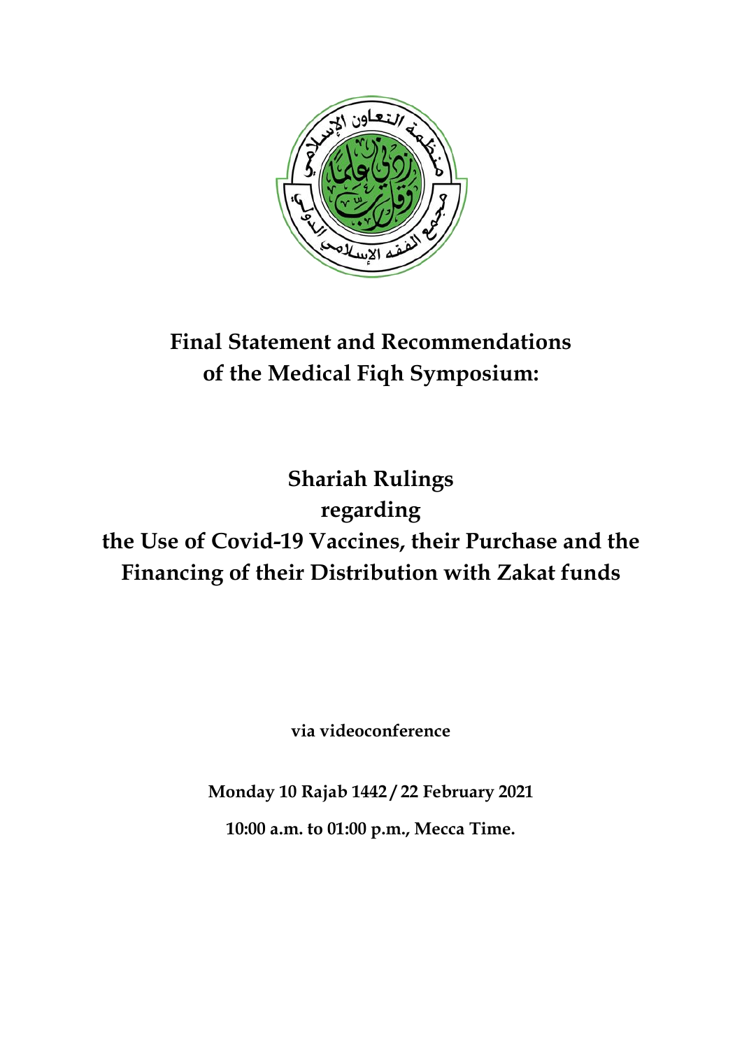# Final Statement and Recommendations of the Medical Fiqh Symposium:

## Shariah Rulings regarding the Use of Covid-19 Vaccines, their Purchase and the Financing of their Distribution with Zakat funds

**via videoconference**

**Monday 10 Rajab 1442 / 22 February 2021**

**10:00 a.m. to 01:00 p.m., Mecca Time.**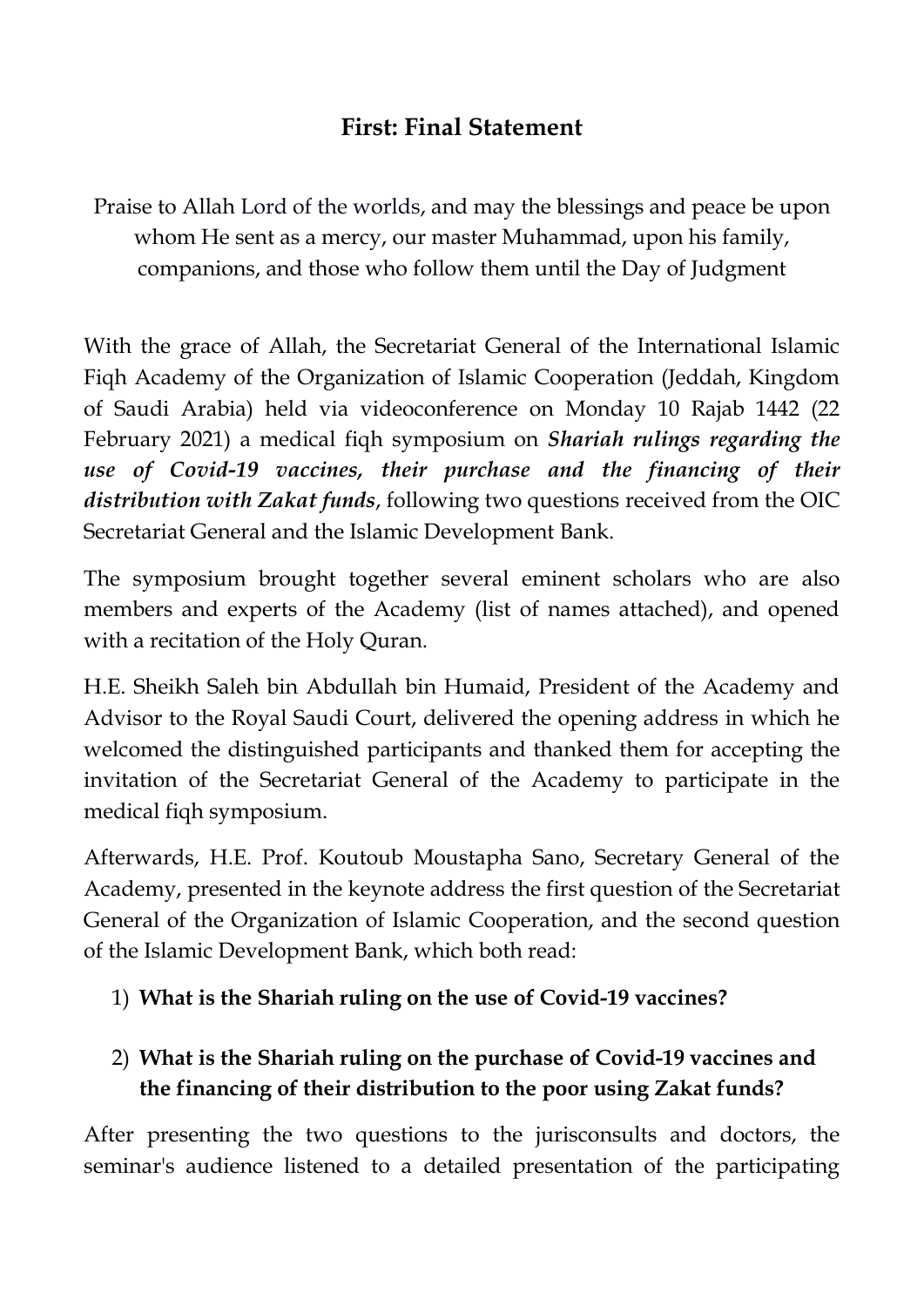## First: Final Statement

Praise to Allah Lord of the worlds, and may the blessings and peace be upon whom He sent as a mercy, our master Muhammad, upon his family, companions, and those who follow them until the Day of Judgment

With the grace of Allah, the Secretariat General of the International Islamic Fiqh Academy of the Organization of Islamic Cooperation (Jeddah, Kingdom of Saudi Arabia) held via videoconference on Monday 10 Rajab 1442 (22 February 2021) a medical fiqh symposium on ***Shariah rulings regarding the use of Covid-19 vaccines, their purchase and the financing of their distribution with Zakat funds***, following two questions received from the OIC Secretariat General and the Islamic Development Bank.

The symposium brought together several eminent scholars who are also members and experts of the Academy (list of names attached), and opened with a recitation of the Holy Quran.

H.E. Sheikh Saleh bin Abdullah bin Humaid, President of the Academy and Advisor to the Royal Saudi Court, delivered the opening address in which he welcomed the distinguished participants and thanked them for accepting the invitation of the Secretariat General of the Academy to participate in the medical fiqh symposium.

Afterwards, H.E. Prof. Koutoub Moustapha Sano, Secretary General of the Academy, presented in the keynote address the first question of the Secretariat General of the Organization of Islamic Cooperation, and the second question of the Islamic Development Bank, which both read:

1) **What is the Shariah ruling on the use of Covid-19 vaccines?**
2) **What is the Shariah ruling on the purchase of Covid-19 vaccines and the financing of their distribution to the poor using Zakat funds?**

After presenting the two questions to the jurisconsults and doctors, the seminar's audience listened to a detailed presentation of the participating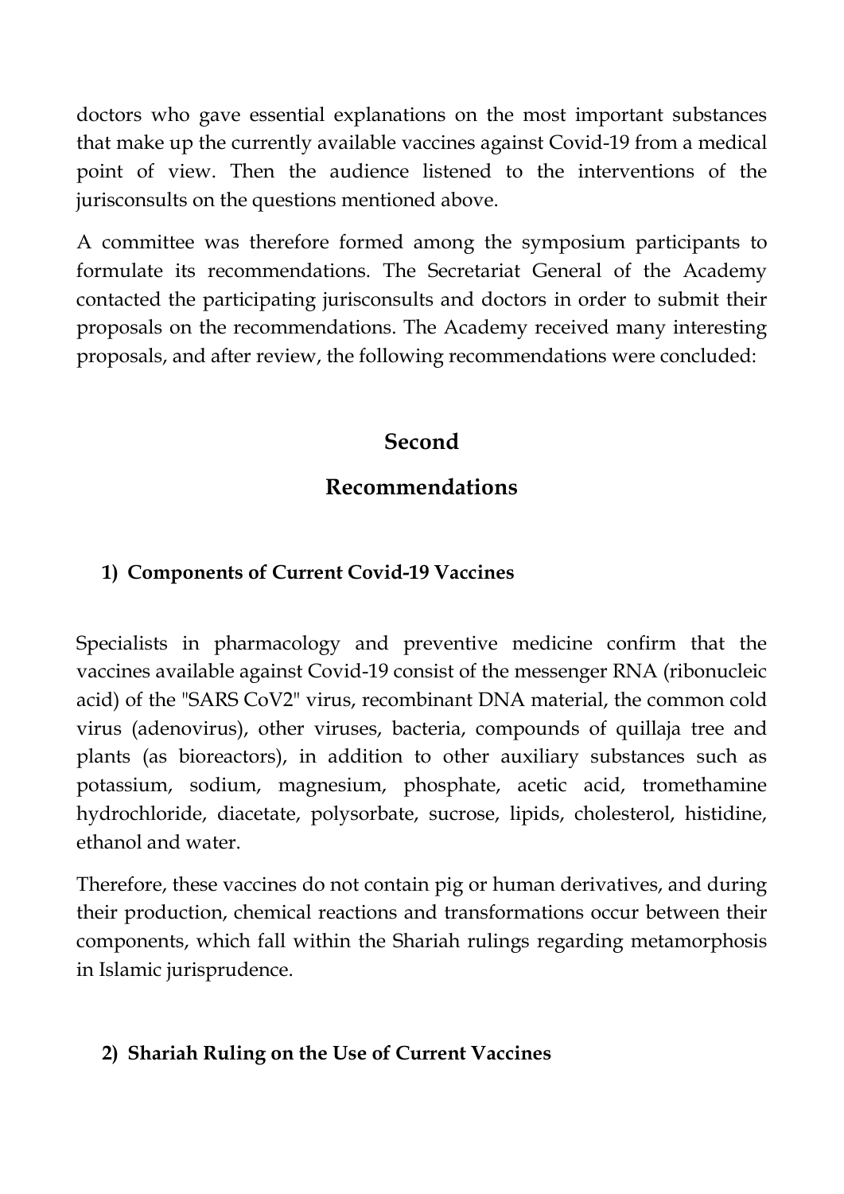doctors who gave essential explanations on the most important substances that make up the currently available vaccines against Covid-19 from a medical point of view. Then the audience listened to the interventions of the jurisconsults on the questions mentioned above.

A committee was therefore formed among the symposium participants to formulate its recommendations. The Secretariat General of the Academy contacted the participating jurisconsults and doctors in order to submit their proposals on the recommendations. The Academy received many interesting proposals, and after review, the following recommendations were concluded:

## Second

## Recommendations

### 1) Components of Current Covid-19 Vaccines

Specialists in pharmacology and preventive medicine confirm that the vaccines available against Covid-19 consist of the messenger RNA (ribonucleic acid) of the "SARS CoV2" virus, recombinant DNA material, the common cold virus (adenovirus), other viruses, bacteria, compounds of quillaja tree and plants (as bioreactors), in addition to other auxiliary substances such as potassium, sodium, magnesium, phosphate, acetic acid, tromethamine hydrochloride, diacetate, polysorbate, sucrose, lipids, cholesterol, histidine, ethanol and water.

Therefore, these vaccines do not contain pig or human derivatives, and during their production, chemical reactions and transformations occur between their components, which fall within the Shariah rulings regarding metamorphosis in Islamic jurisprudence.

### 2) Shariah Ruling on the Use of Current Vaccines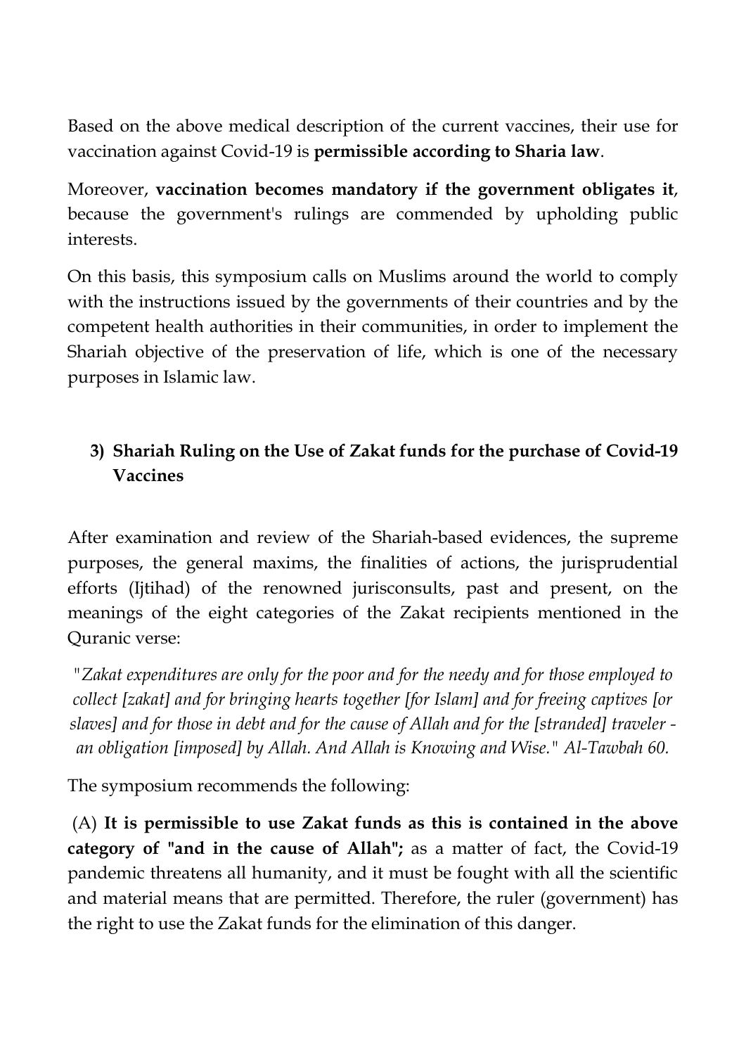Based on the above medical description of the current vaccines, their use for vaccination against Covid-19 is **permissible according to Sharia law**.

Moreover, **vaccination becomes mandatory if the government obligates it**, because the government's rulings are commended by upholding public interests.

On this basis, this symposium calls on Muslims around the world to comply with the instructions issued by the governments of their countries and by the competent health authorities in their communities, in order to implement the Shariah objective of the preservation of life, which is one of the necessary purposes in Islamic law.

### 3) Shariah Ruling on the Use of Zakat funds for the purchase of Covid-19 Vaccines

After examination and review of the Shariah-based evidences, the supreme purposes, the general maxims, the finalities of actions, the jurisprudential efforts (Ijtihad) of the renowned jurisconsults, past and present, on the meanings of the eight categories of the Zakat recipients mentioned in the Quranic verse:

*"Zakat expenditures are only for the poor and for the needy and for those employed to collect [zakat] and for bringing hearts together [for Islam] and for freeing captives [or slaves] and for those in debt and for the cause of Allah and for the [stranded] traveler - an obligation [imposed] by Allah. And Allah is Knowing and Wise." Al-Tawbah 60.*

The symposium recommends the following:

(A) **It is permissible to use Zakat funds as this is contained in the above category of "and in the cause of Allah";** as a matter of fact, the Covid-19 pandemic threatens all humanity, and it must be fought with all the scientific and material means that are permitted. Therefore, the ruler (government) has the right to use the Zakat funds for the elimination of this danger.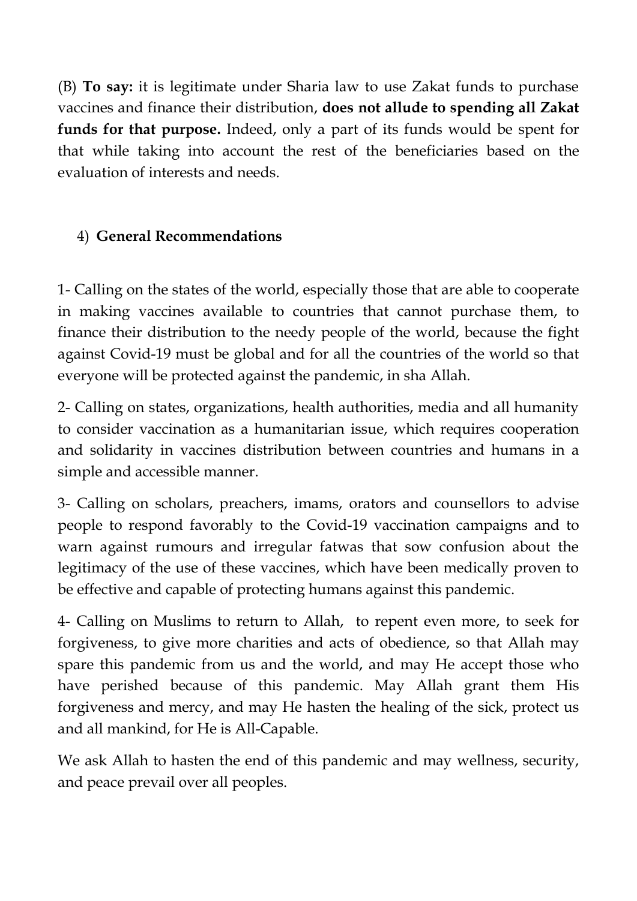(B) **To say:** it is legitimate under Sharia law to use Zakat funds to purchase vaccines and finance their distribution, **does not allude to spending all Zakat funds for that purpose.** Indeed, only a part of its funds would be spent for that while taking into account the rest of the beneficiaries based on the evaluation of interests and needs.

## 4) General Recommendations

1- Calling on the states of the world, especially those that are able to cooperate in making vaccines available to countries that cannot purchase them, to finance their distribution to the needy people of the world, because the fight against Covid-19 must be global and for all the countries of the world so that everyone will be protected against the pandemic, in sha Allah.

2- Calling on states, organizations, health authorities, media and all humanity to consider vaccination as a humanitarian issue, which requires cooperation and solidarity in vaccines distribution between countries and humans in a simple and accessible manner.

3- Calling on scholars, preachers, imams, orators and counsellors to advise people to respond favorably to the Covid-19 vaccination campaigns and to warn against rumours and irregular fatwas that sow confusion about the legitimacy of the use of these vaccines, which have been medically proven to be effective and capable of protecting humans against this pandemic.

4- Calling on Muslims to return to Allah, to repent even more, to seek for forgiveness, to give more charities and acts of obedience, so that Allah may spare this pandemic from us and the world, and may He accept those who have perished because of this pandemic. May Allah grant them His forgiveness and mercy, and may He hasten the healing of the sick, protect us and all mankind, for He is All-Capable.

We ask Allah to hasten the end of this pandemic and may wellness, security, and peace prevail over all peoples.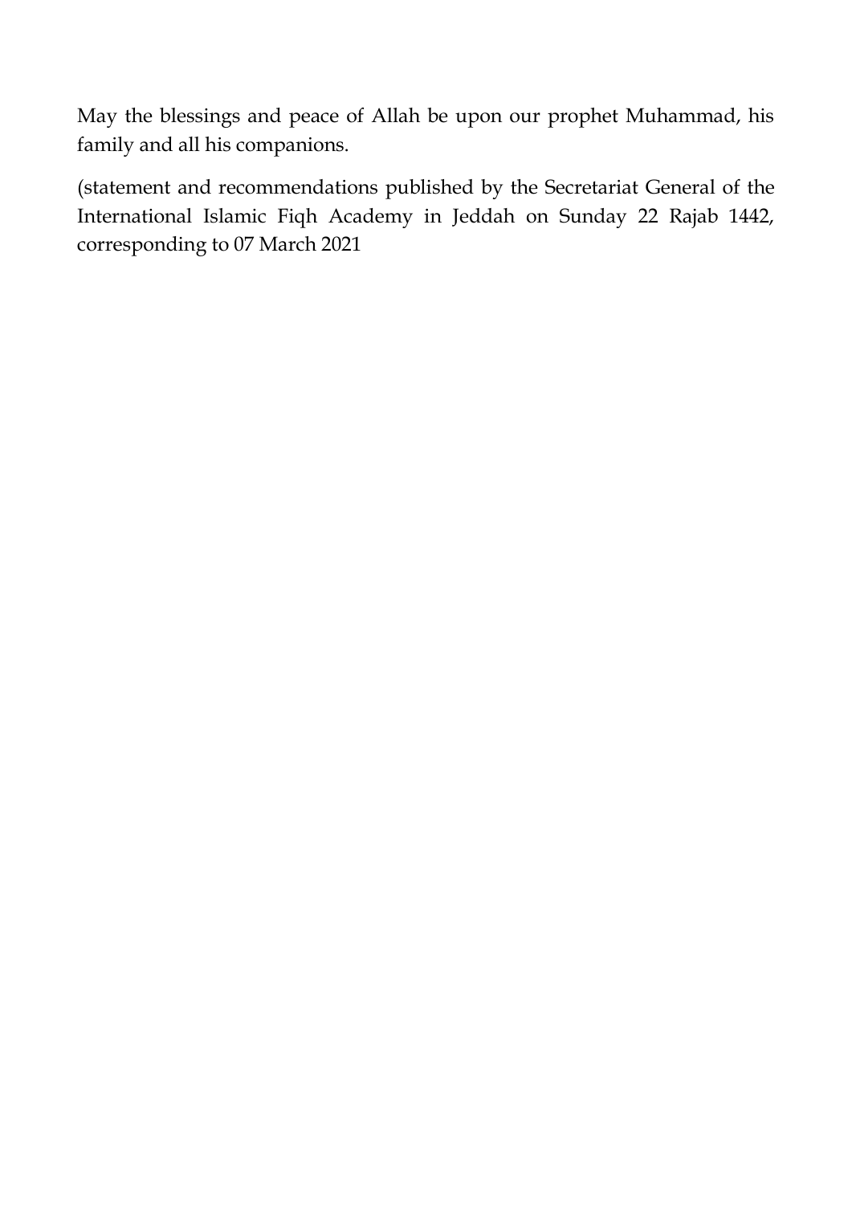May the blessings and peace of Allah be upon our prophet Muhammad, his family and all his companions.

(statement and recommendations published by the Secretariat General of the International Islamic Fiqh Academy in Jeddah on Sunday 22 Rajab 1442, corresponding to 07 March 2021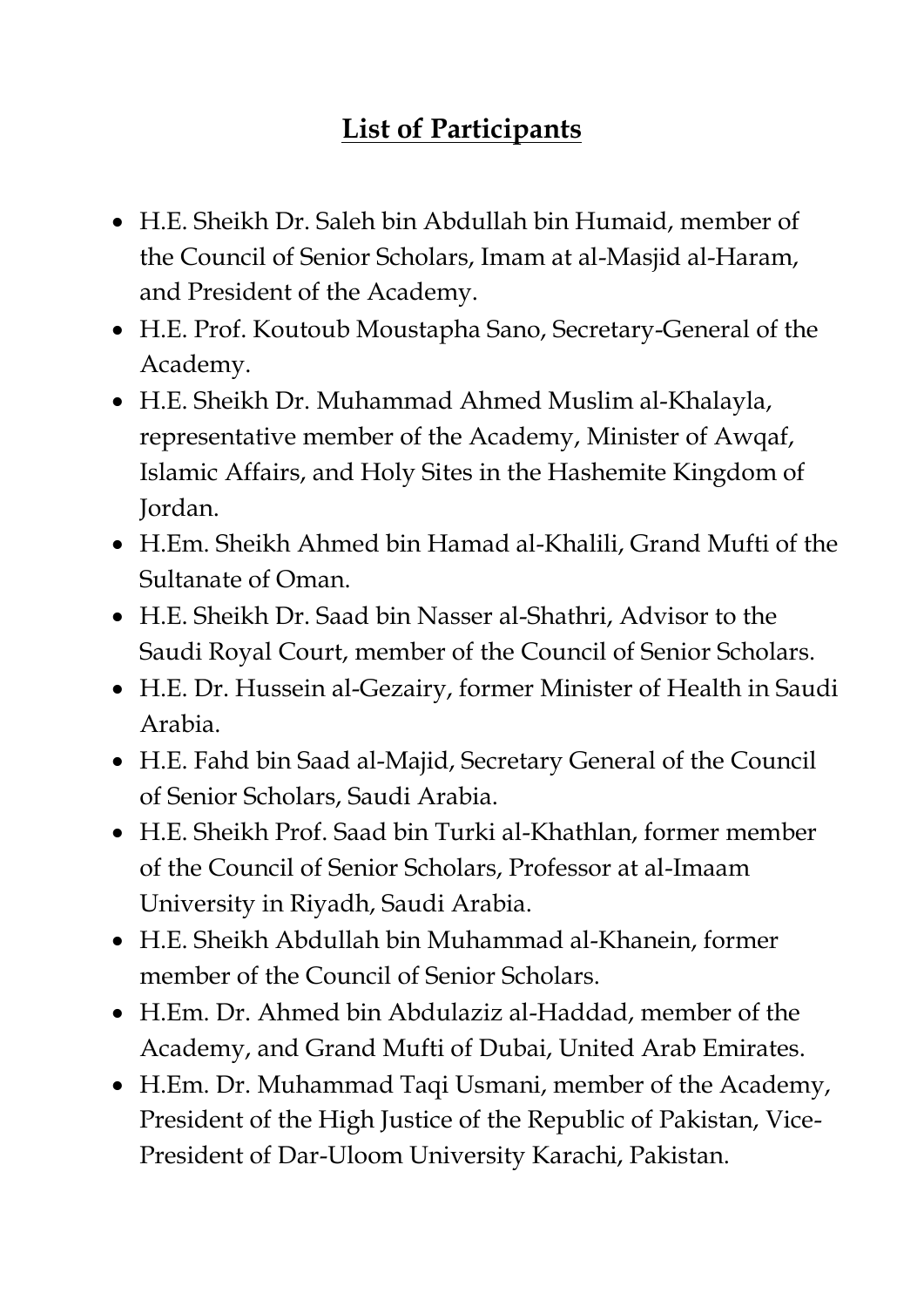## List of Participants

- H.E. Sheikh Dr. Saleh bin Abdullah bin Humaid, member of the Council of Senior Scholars, Imam at al-Masjid al-Haram, and President of the Academy.
- H.E. Prof. Koutoub Moustapha Sano, Secretary-General of the Academy.
- H.E. Sheikh Dr. Muhammad Ahmed Muslim al-Khalayla, representative member of the Academy, Minister of Awqaf, Islamic Affairs, and Holy Sites in the Hashemite Kingdom of Jordan.
- H.Em. Sheikh Ahmed bin Hamad al-Khalili, Grand Mufti of the Sultanate of Oman.
- H.E. Sheikh Dr. Saad bin Nasser al-Shathri, Advisor to the Saudi Royal Court, member of the Council of Senior Scholars.
- H.E. Dr. Hussein al-Gezairy, former Minister of Health in Saudi Arabia.
- H.E. Fahd bin Saad al-Majid, Secretary General of the Council of Senior Scholars, Saudi Arabia.
- H.E. Sheikh Prof. Saad bin Turki al-Khathlan, former member of the Council of Senior Scholars, Professor at al-Imaam University in Riyadh, Saudi Arabia.
- H.E. Sheikh Abdullah bin Muhammad al-Khanein, former member of the Council of Senior Scholars.
- H.Em. Dr. Ahmed bin Abdulaziz al-Haddad, member of the Academy, and Grand Mufti of Dubai, United Arab Emirates.
- H.Em. Dr. Muhammad Taqi Usmani, member of the Academy, President of the High Justice of the Republic of Pakistan, Vice-President of Dar-Uloom University Karachi, Pakistan.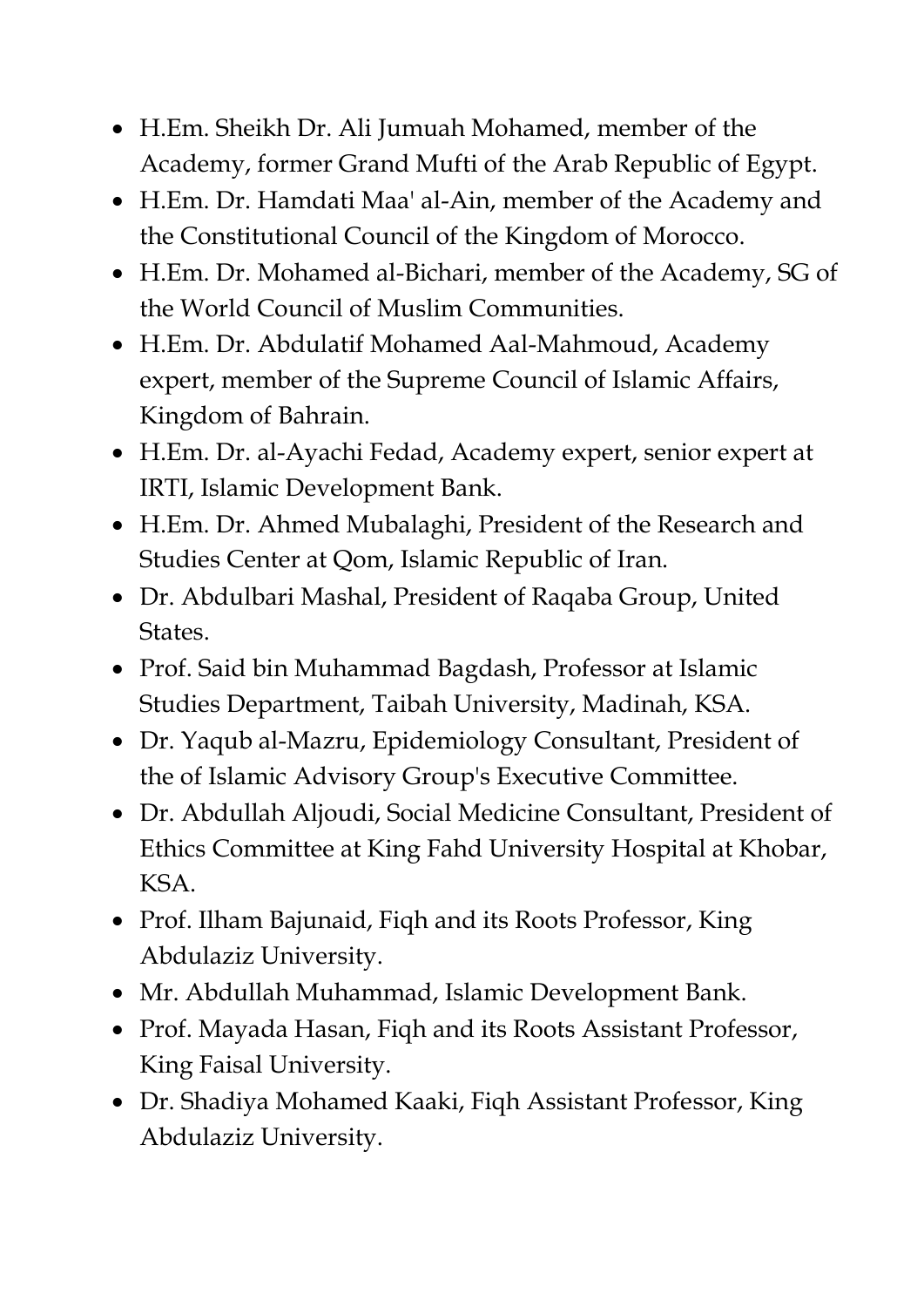- H.Em. Sheikh Dr. Ali Jumuah Mohamed, member of the Academy, former Grand Mufti of the Arab Republic of Egypt.
- H.Em. Dr. Hamdati Maa' al-Ain, member of the Academy and the Constitutional Council of the Kingdom of Morocco.
- H.Em. Dr. Mohamed al-Bichari, member of the Academy, SG of the World Council of Muslim Communities.
- H.Em. Dr. Abdulatif Mohamed Aal-Mahmoud, Academy expert, member of the Supreme Council of Islamic Affairs, Kingdom of Bahrain.
- H.Em. Dr. al-Ayachi Fedad, Academy expert, senior expert at IRTI, Islamic Development Bank.
- H.Em. Dr. Ahmed Mubalaghi, President of the Research and Studies Center at Qom, Islamic Republic of Iran.
- Dr. Abdulbari Mashal, President of Raqaba Group, United States.
- Prof. Said bin Muhammad Bagdash, Professor at Islamic Studies Department, Taibah University, Madinah, KSA.
- Dr. Yaqub al-Mazru, Epidemiology Consultant, President of the of Islamic Advisory Group's Executive Committee.
- Dr. Abdullah Aljoudi, Social Medicine Consultant, President of Ethics Committee at King Fahd University Hospital at Khobar, KSA.
- Prof. Ilham Bajunaid, Fiqh and its Roots Professor, King Abdulaziz University.
- Mr. Abdullah Muhammad, Islamic Development Bank.
- Prof. Mayada Hasan, Fiqh and its Roots Assistant Professor, King Faisal University.
- Dr. Shadiya Mohamed Kaaki, Fiqh Assistant Professor, King Abdulaziz University.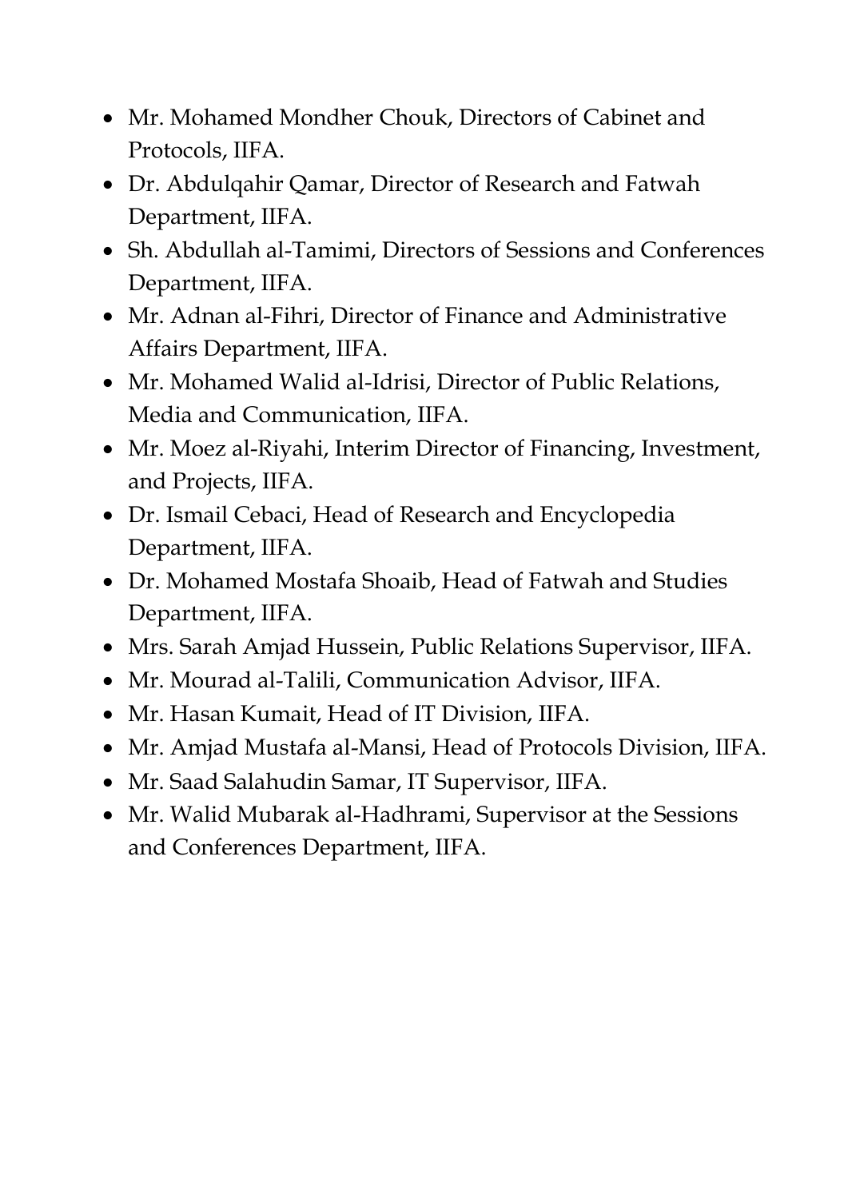- Mr. Mohamed Mondher Chouk, Directors of Cabinet and Protocols, IIFA.
- Dr. Abdulqahir Qamar, Director of Research and Fatwah Department, IIFA.
- Sh. Abdullah al-Tamimi, Directors of Sessions and Conferences Department, IIFA.
- Mr. Adnan al-Fihri, Director of Finance and Administrative Affairs Department, IIFA.
- Mr. Mohamed Walid al-Idrisi, Director of Public Relations, Media and Communication, IIFA.
- Mr. Moez al-Riyahi, Interim Director of Financing, Investment, and Projects, IIFA.
- Dr. Ismail Cebaci, Head of Research and Encyclopedia Department, IIFA.
- Dr. Mohamed Mostafa Shoaib, Head of Fatwah and Studies Department, IIFA.
- Mrs. Sarah Amjad Hussein, Public Relations Supervisor, IIFA.
- Mr. Mourad al-Talili, Communication Advisor, IIFA.
- Mr. Hasan Kumait, Head of IT Division, IIFA.
- Mr. Amjad Mustafa al-Mansi, Head of Protocols Division, IIFA.
- Mr. Saad Salahudin Samar, IT Supervisor, IIFA.
- Mr. Walid Mubarak al-Hadhrami, Supervisor at the Sessions and Conferences Department, IIFA.